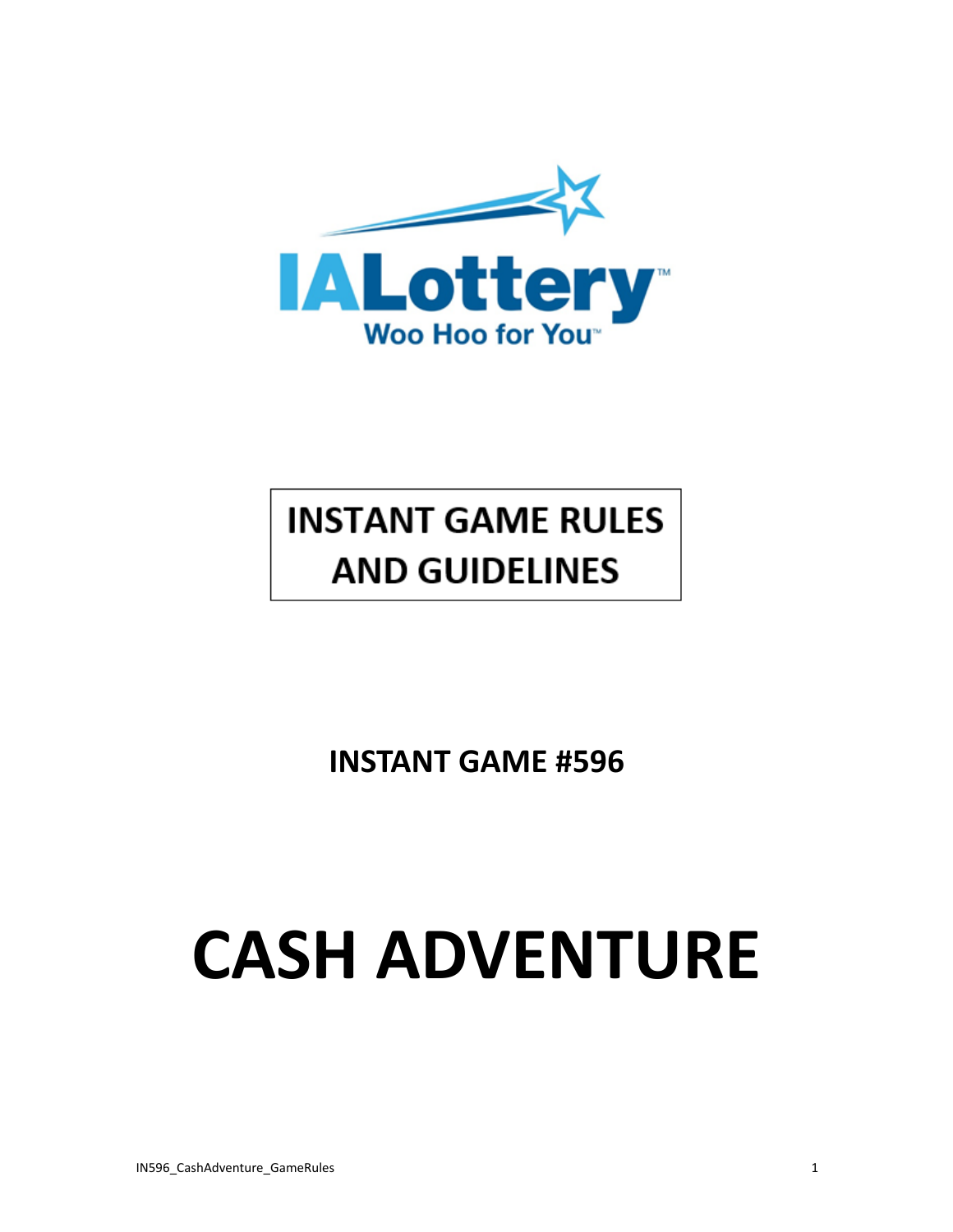IALottery™

Woo Hoo for You™

# INSTANT GAME RULES AND GUIDELINES

## INSTANT GAME #596

# CASH ADVENTURE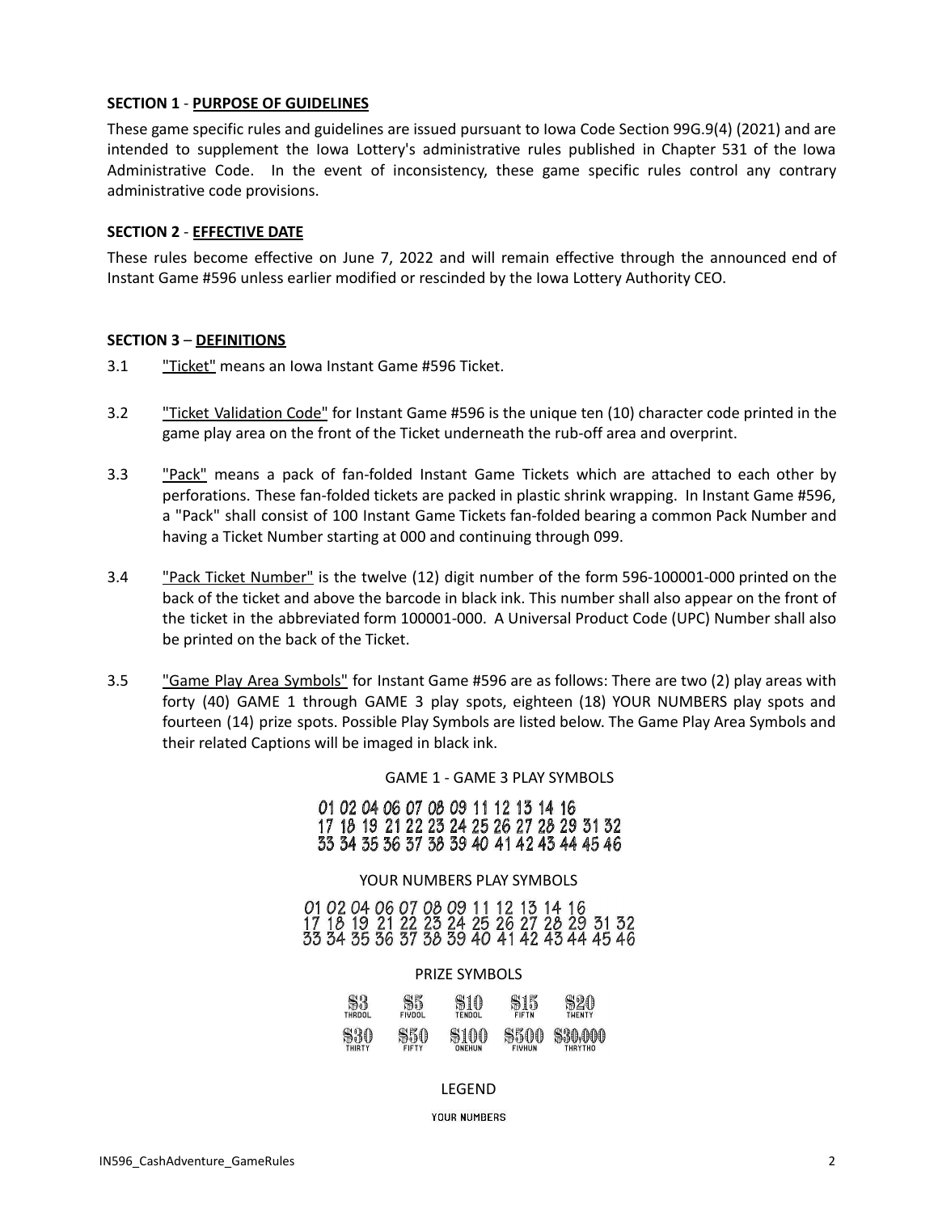**SECTION 1** - **PURPOSE OF GUIDELINES**

These game specific rules and guidelines are issued pursuant to Iowa Code Section 99G.9(4) (2021) and are intended to supplement the Iowa Lottery's administrative rules published in Chapter 531 of the Iowa Administrative Code. In the event of inconsistency, these game specific rules control any contrary administrative code provisions.

**SECTION 2** - **EFFECTIVE DATE**

These rules become effective on June 7, 2022 and will remain effective through the announced end of Instant Game #596 unless earlier modified or rescinded by the Iowa Lottery Authority CEO.

**SECTION 3** – **DEFINITIONS**

3.1 "Ticket" means an Iowa Instant Game #596 Ticket.

3.2 "Ticket Validation Code" for Instant Game #596 is the unique ten (10) character code printed in the game play area on the front of the Ticket underneath the rub-off area and overprint.

3.3 "Pack" means a pack of fan-folded Instant Game Tickets which are attached to each other by perforations. These fan-folded tickets are packed in plastic shrink wrapping. In Instant Game #596, a "Pack" shall consist of 100 Instant Game Tickets fan-folded bearing a common Pack Number and having a Ticket Number starting at 000 and continuing through 099.

3.4 "Pack Ticket Number" is the twelve (12) digit number of the form 596-100001-000 printed on the back of the ticket and above the barcode in black ink. This number shall also appear on the front of the ticket in the abbreviated form 100001-000. A Universal Product Code (UPC) Number shall also be printed on the back of the Ticket.

3.5 "Game Play Area Symbols" for Instant Game #596 are as follows: There are two (2) play areas with forty (40) GAME 1 through GAME 3 play spots, eighteen (18) YOUR NUMBERS play spots and fourteen (14) prize spots. Possible Play Symbols are listed below. The Game Play Area Symbols and their related Captions will be imaged in black ink.

GAME 1 - GAME 3 PLAY SYMBOLS

01 02 04 06 07 08 09 11 12 13 14 16
17 18 19 21 22 23 24 25 26 27 28 29 31 32
33 34 35 36 37 38 39 40 41 42 43 44 45 46

YOUR NUMBERS PLAY SYMBOLS

01 02 04 06 07 08 09 11 12 13 14 16
17 18 19 21 22 23 24 25 26 27 28 29 31 32
33 34 35 36 37 38 39 40 41 42 43 44 45 46

PRIZE SYMBOLS

| $3 | $5 | $10 | $15 | $20 |
|---|---|---|---|---|
| THRDOL | FIVDOL | TENDOL | FIFTN | TWENTY |
| $30 | $50 | $100 | $500 | $30,000 |
| THIRTY | FIFTY | ONEHUN | FIVHUN | THRYTHO |

LEGEND

YOUR NUMBERS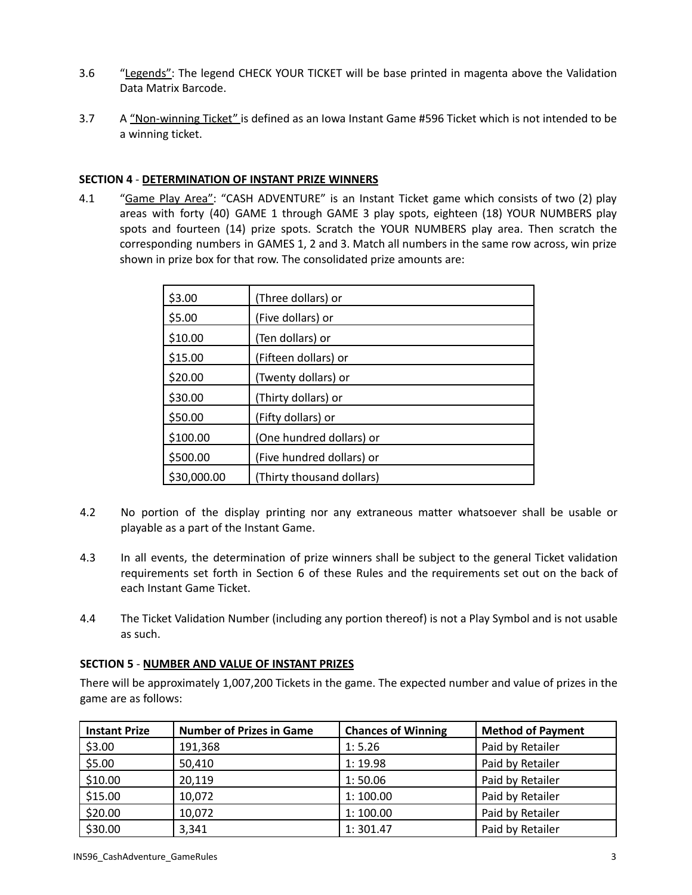3.6 "Legends": The legend CHECK YOUR TICKET will be base printed in magenta above the Validation Data Matrix Barcode.

3.7 A "Non-winning Ticket" is defined as an Iowa Instant Game #596 Ticket which is not intended to be a winning ticket.

**SECTION 4** - **DETERMINATION OF INSTANT PRIZE WINNERS**

4.1 "Game Play Area": "CASH ADVENTURE" is an Instant Ticket game which consists of two (2) play areas with forty (40) GAME 1 through GAME 3 play spots, eighteen (18) YOUR NUMBERS play spots and fourteen (14) prize spots. Scratch the YOUR NUMBERS play area. Then scratch the corresponding numbers in GAMES 1, 2 and 3. Match all numbers in the same row across, win prize shown in prize box for that row. The consolidated prize amounts are:

| | |
|---|---|
| $3.00 | (Three dollars) or |
| $5.00 | (Five dollars) or |
| $10.00 | (Ten dollars) or |
| $15.00 | (Fifteen dollars) or |
| $20.00 | (Twenty dollars) or |
| $30.00 | (Thirty dollars) or |
| $50.00 | (Fifty dollars) or |
| $100.00 | (One hundred dollars) or |
| $500.00 | (Five hundred dollars) or |
| $30,000.00 | (Thirty thousand dollars) |

4.2 No portion of the display printing nor any extraneous matter whatsoever shall be usable or playable as a part of the Instant Game.

4.3 In all events, the determination of prize winners shall be subject to the general Ticket validation requirements set forth in Section 6 of these Rules and the requirements set out on the back of each Instant Game Ticket.

4.4 The Ticket Validation Number (including any portion thereof) is not a Play Symbol and is not usable as such.

**SECTION 5** - **NUMBER AND VALUE OF INSTANT PRIZES**

There will be approximately 1,007,200 Tickets in the game. The expected number and value of prizes in the game are as follows:

| Instant Prize | Number of Prizes in Game | Chances of Winning | Method of Payment |
|---|---|---|---|
| $3.00 | 191,368 | 1: 5.26 | Paid by Retailer |
| $5.00 | 50,410 | 1: 19.98 | Paid by Retailer |
| $10.00 | 20,119 | 1: 50.06 | Paid by Retailer |
| $15.00 | 10,072 | 1: 100.00 | Paid by Retailer |
| $20.00 | 10,072 | 1: 100.00 | Paid by Retailer |
| $30.00 | 3,341 | 1: 301.47 | Paid by Retailer |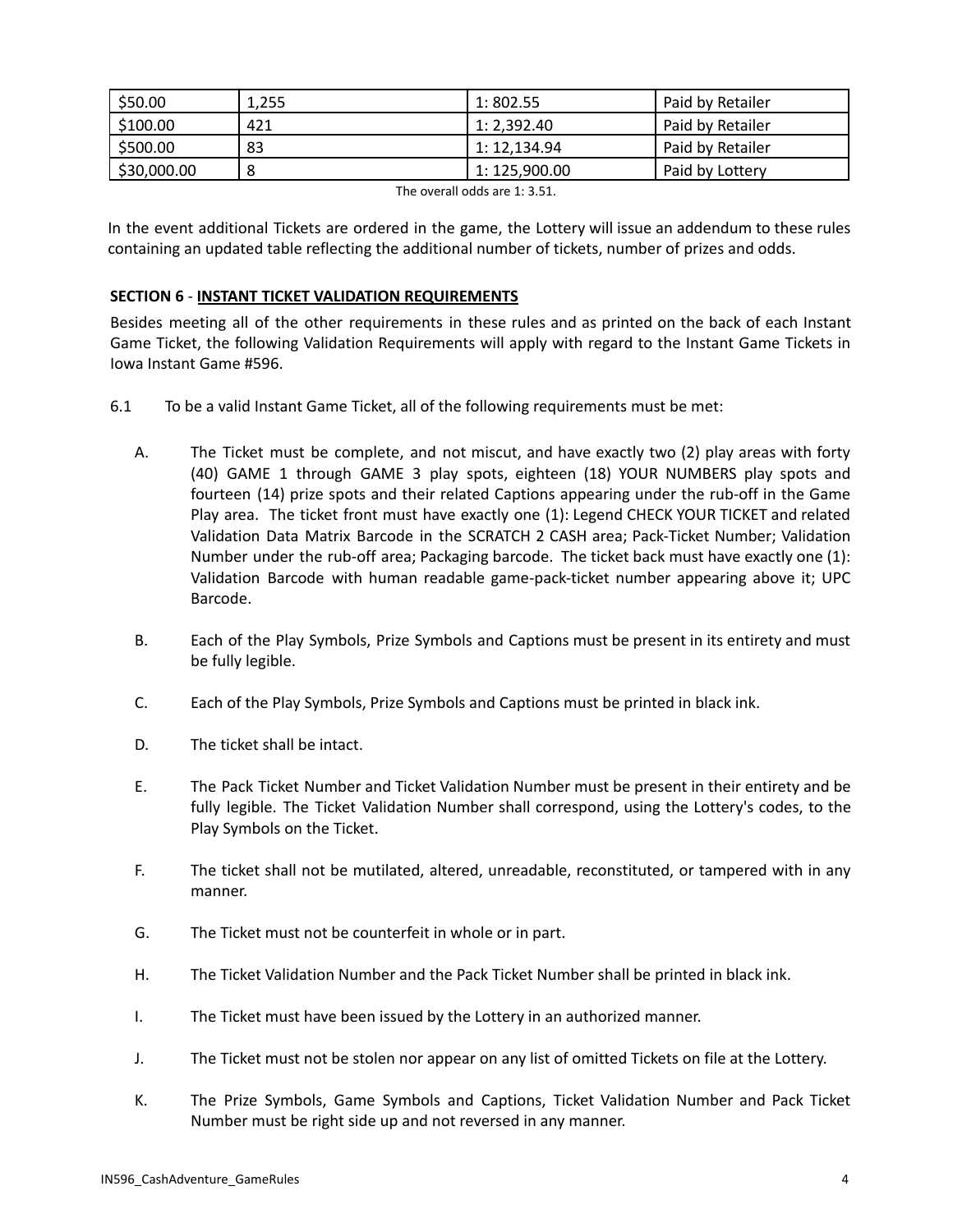| $50.00 | 1,255 | 1: 802.55 | Paid by Retailer |
|---|---|---|---|
| $100.00 | 421 | 1: 2,392.40 | Paid by Retailer |
| $500.00 | 83 | 1: 12,134.94 | Paid by Retailer |
| $30,000.00 | 8 | 1: 125,900.00 | Paid by Lottery |

The overall odds are 1: 3.51.

In the event additional Tickets are ordered in the game, the Lottery will issue an addendum to these rules containing an updated table reflecting the additional number of tickets, number of prizes and odds.

**SECTION 6** - **INSTANT TICKET VALIDATION REQUIREMENTS**

Besides meeting all of the other requirements in these rules and as printed on the back of each Instant Game Ticket, the following Validation Requirements will apply with regard to the Instant Game Tickets in Iowa Instant Game #596.

6.1 To be a valid Instant Game Ticket, all of the following requirements must be met:

A. The Ticket must be complete, and not miscut, and have exactly two (2) play areas with forty (40) GAME 1 through GAME 3 play spots, eighteen (18) YOUR NUMBERS play spots and fourteen (14) prize spots and their related Captions appearing under the rub-off in the Game Play area. The ticket front must have exactly one (1): Legend CHECK YOUR TICKET and related Validation Data Matrix Barcode in the SCRATCH 2 CASH area; Pack-Ticket Number; Validation Number under the rub-off area; Packaging barcode. The ticket back must have exactly one (1): Validation Barcode with human readable game-pack-ticket number appearing above it; UPC Barcode.

B. Each of the Play Symbols, Prize Symbols and Captions must be present in its entirety and must be fully legible.

C. Each of the Play Symbols, Prize Symbols and Captions must be printed in black ink.

D. The ticket shall be intact.

E. The Pack Ticket Number and Ticket Validation Number must be present in their entirety and be fully legible. The Ticket Validation Number shall correspond, using the Lottery's codes, to the Play Symbols on the Ticket.

F. The ticket shall not be mutilated, altered, unreadable, reconstituted, or tampered with in any manner.

G. The Ticket must not be counterfeit in whole or in part.

H. The Ticket Validation Number and the Pack Ticket Number shall be printed in black ink.

I. The Ticket must have been issued by the Lottery in an authorized manner.

J. The Ticket must not be stolen nor appear on any list of omitted Tickets on file at the Lottery.

K. The Prize Symbols, Game Symbols and Captions, Ticket Validation Number and Pack Ticket Number must be right side up and not reversed in any manner.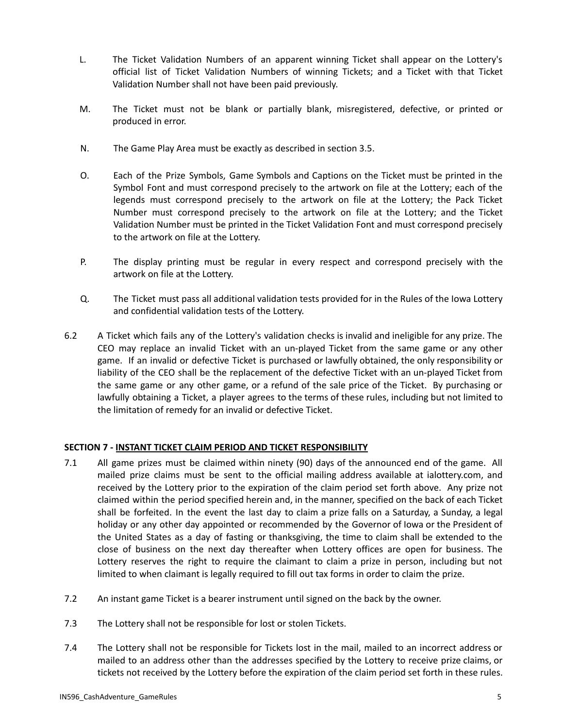L. The Ticket Validation Numbers of an apparent winning Ticket shall appear on the Lottery's official list of Ticket Validation Numbers of winning Tickets; and a Ticket with that Ticket Validation Number shall not have been paid previously.

M. The Ticket must not be blank or partially blank, misregistered, defective, or printed or produced in error.

N. The Game Play Area must be exactly as described in section 3.5.

O. Each of the Prize Symbols, Game Symbols and Captions on the Ticket must be printed in the Symbol Font and must correspond precisely to the artwork on file at the Lottery; each of the legends must correspond precisely to the artwork on file at the Lottery; the Pack Ticket Number must correspond precisely to the artwork on file at the Lottery; and the Ticket Validation Number must be printed in the Ticket Validation Font and must correspond precisely to the artwork on file at the Lottery.

P. The display printing must be regular in every respect and correspond precisely with the artwork on file at the Lottery.

Q. The Ticket must pass all additional validation tests provided for in the Rules of the Iowa Lottery and confidential validation tests of the Lottery.

6.2 A Ticket which fails any of the Lottery's validation checks is invalid and ineligible for any prize. The CEO may replace an invalid Ticket with an un-played Ticket from the same game or any other game. If an invalid or defective Ticket is purchased or lawfully obtained, the only responsibility or liability of the CEO shall be the replacement of the defective Ticket with an un-played Ticket from the same game or any other game, or a refund of the sale price of the Ticket. By purchasing or lawfully obtaining a Ticket, a player agrees to the terms of these rules, including but not limited to the limitation of remedy for an invalid or defective Ticket.

## SECTION 7 - INSTANT TICKET CLAIM PERIOD AND TICKET RESPONSIBILITY

7.1 All game prizes must be claimed within ninety (90) days of the announced end of the game. All mailed prize claims must be sent to the official mailing address available at ialottery.com, and received by the Lottery prior to the expiration of the claim period set forth above. Any prize not claimed within the period specified herein and, in the manner, specified on the back of each Ticket shall be forfeited. In the event the last day to claim a prize falls on a Saturday, a Sunday, a legal holiday or any other day appointed or recommended by the Governor of Iowa or the President of the United States as a day of fasting or thanksgiving, the time to claim shall be extended to the close of business on the next day thereafter when Lottery offices are open for business. The Lottery reserves the right to require the claimant to claim a prize in person, including but not limited to when claimant is legally required to fill out tax forms in order to claim the prize.

7.2 An instant game Ticket is a bearer instrument until signed on the back by the owner.

7.3 The Lottery shall not be responsible for lost or stolen Tickets.

7.4 The Lottery shall not be responsible for Tickets lost in the mail, mailed to an incorrect address or mailed to an address other than the addresses specified by the Lottery to receive prize claims, or tickets not received by the Lottery before the expiration of the claim period set forth in these rules.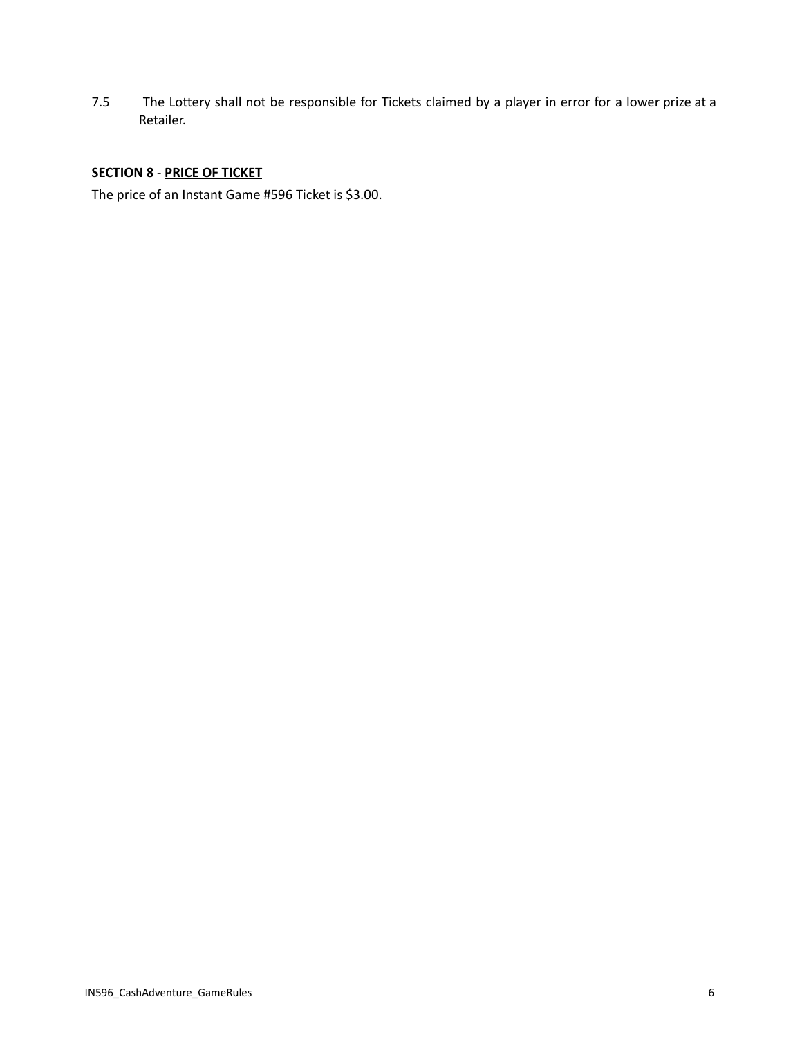7.5 The Lottery shall not be responsible for Tickets claimed by a player in error for a lower prize at a Retailer.

**SECTION 8** - **PRICE OF TICKET**

The price of an Instant Game #596 Ticket is $3.00.